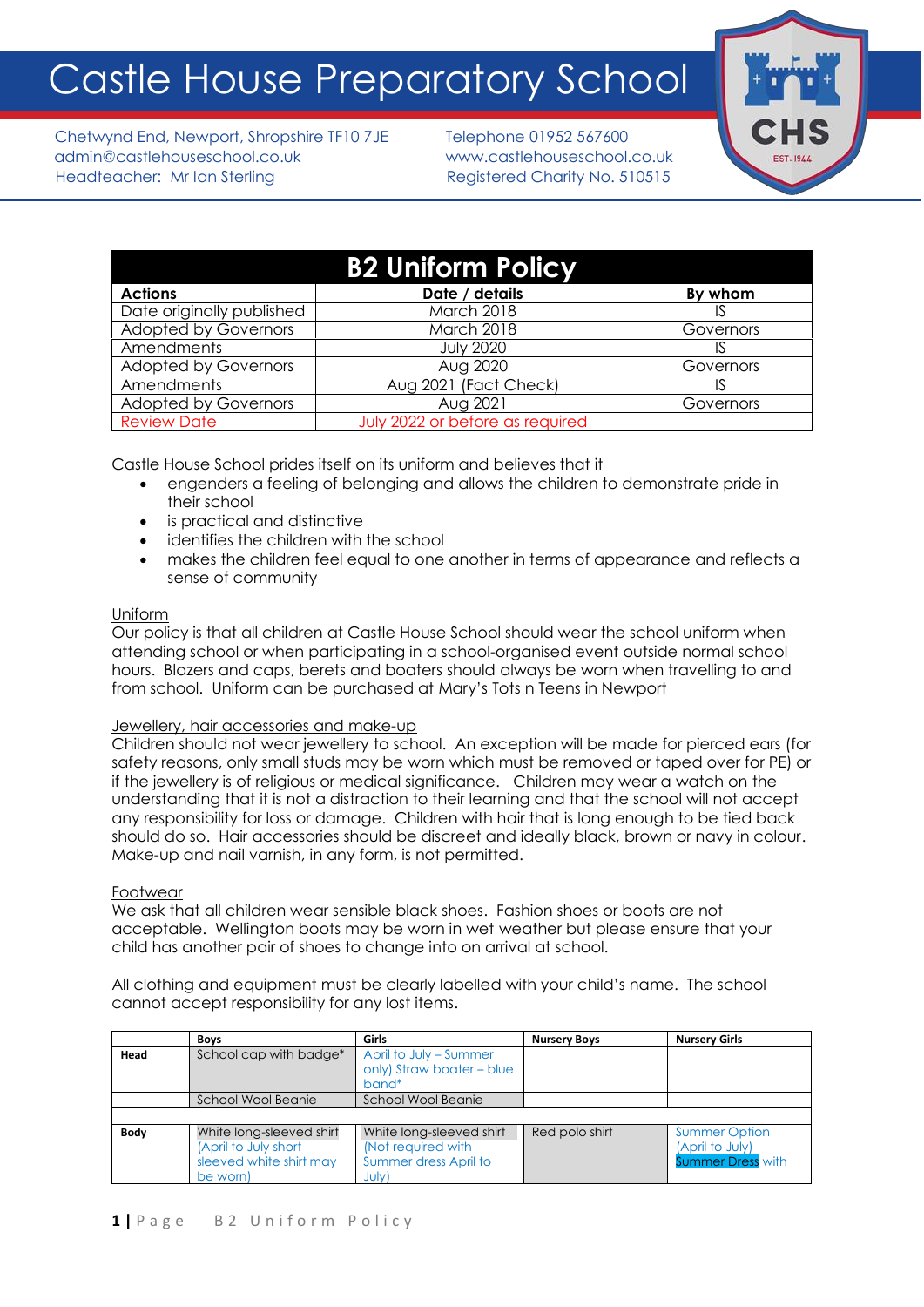# Castle House Preparatory School

Chetwynd End, Newport, Shropshire TF10 7JE
admin@castlehouseschool.co.uk
Headteacher: Mr Ian Sterling

Telephone 01952 567600
www.castlehouseschool.co.uk
Registered Charity No. 510515

CHS
EST. 1944

## B2 Uniform Policy

| Actions | Date / details | By whom |
|---|---|---|
| Date originally published | March 2018 | IS |
| Adopted by Governors | March 2018 | Governors |
| Amendments | July 2020 | IS |
| Adopted by Governors | Aug 2020 | Governors |
| Amendments | Aug 2021 (Fact Check) | IS |
| Adopted by Governors | Aug 2021 | Governors |
| Review Date | July 2022 or before as required | |

Castle House School prides itself on its uniform and believes that it

- engenders a feeling of belonging and allows the children to demonstrate pride in their school
- is practical and distinctive
- identifies the children with the school
- makes the children feel equal to one another in terms of appearance and reflects a sense of community

### Uniform

Our policy is that all children at Castle House School should wear the school uniform when attending school or when participating in a school-organised event outside normal school hours. Blazers and caps, berets and boaters should always be worn when travelling to and from school. Uniform can be purchased at Mary's Tots n Teens in Newport

### Jewellery, hair accessories and make-up

Children should not wear jewellery to school. An exception will be made for pierced ears (for safety reasons, only small studs may be worn which must be removed or taped over for PE) or if the jewellery is of religious or medical significance. Children may wear a watch on the understanding that it is not a distraction to their learning and that the school will not accept any responsibility for loss or damage. Children with hair that is long enough to be tied back should do so. Hair accessories should be discreet and ideally black, brown or navy in colour. Make-up and nail varnish, in any form, is not permitted.

### Footwear

We ask that all children wear sensible black shoes. Fashion shoes or boots are not acceptable. Wellington boots may be worn in wet weather but please ensure that your child has another pair of shoes to change into on arrival at school.

All clothing and equipment must be clearly labelled with your child's name. The school cannot accept responsibility for any lost items.

| | Boys | Girls | Nursery Boys | Nursery Girls |
|---|---|---|---|---|
| **Head** | School cap with badge* | April to July – Summer only) Straw boater – blue band* | | |
| | School Wool Beanie | School Wool Beanie | | |
| | | | | |
| **Body** | White long-sleeved shirt (April to July short sleeved white shirt may be worn) | White long-sleeved shirt (Not required with Summer dress April to July) | Red polo shirt | Summer Option (April to July) Summer Dress with |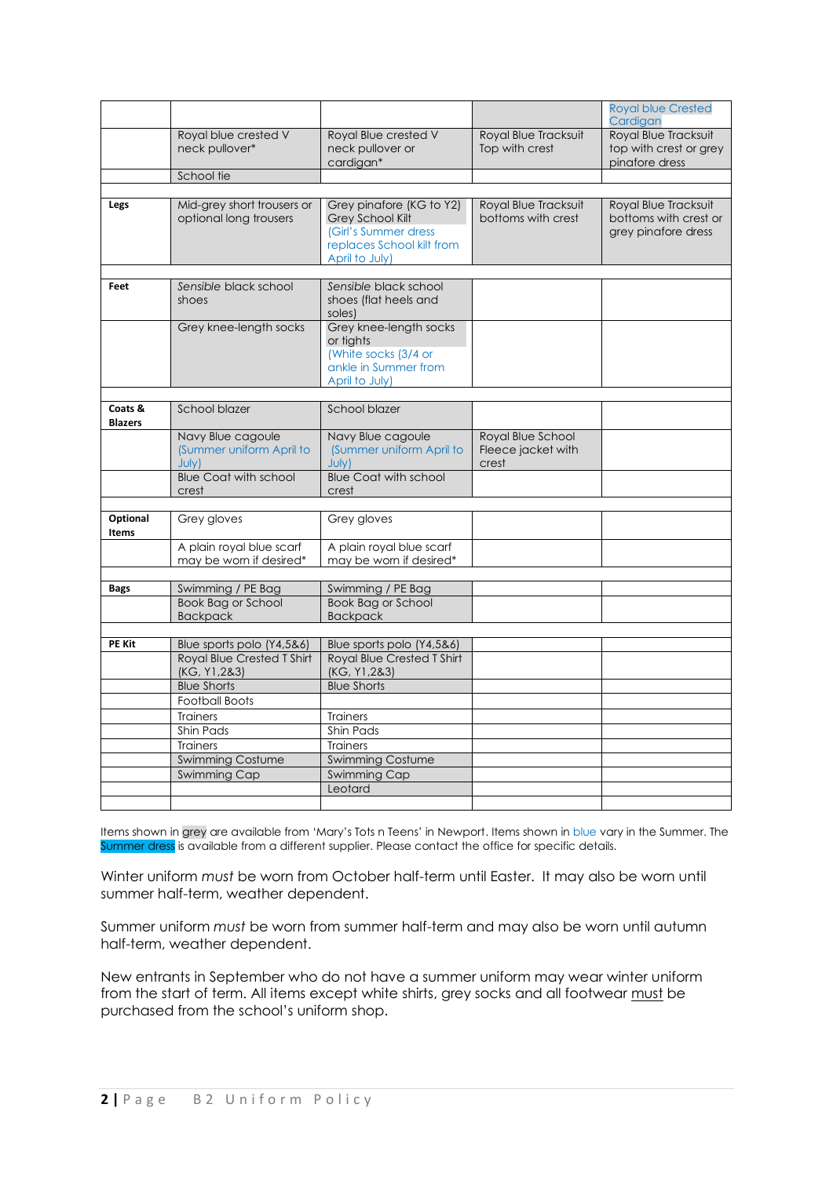| | | | | |
|---|---|---|---|---|
| | | | | Royal blue Crested Cardigan |
| | Royal blue crested V neck pullover* | Royal Blue crested V neck pullover or cardigan* | Royal Blue Tracksuit Top with crest | Royal Blue Tracksuit top with crest or grey pinafore dress |
| | School tie | | | |
| | | | | |
| **Legs** | Mid-grey short trousers or optional long trousers | Grey pinafore (KG to Y2) Grey School Kilt (Girl's Summer dress replaces School kilt from April to July) | Royal Blue Tracksuit bottoms with crest | Royal Blue Tracksuit bottoms with crest or grey pinafore dress |
| | | | | |
| **Feet** | *Sensible* black school shoes | *Sensible* black school shoes (flat heels and soles) | | |
| | Grey knee-length socks | Grey knee-length socks or tights (White socks (3/4 or ankle in Summer from April to July) | | |
| | | | | |
| **Coats & Blazers** | School blazer | School blazer | | |
| | Navy Blue cagoule (Summer uniform April to July) | Navy Blue cagoule (Summer uniform April to July) | Royal Blue School Fleece jacket with crest | |
| | Blue Coat with school crest | Blue Coat with school crest | | |
| | | | | |
| **Optional Items** | Grey gloves | Grey gloves | | |
| | A plain royal blue scarf may be worn if desired* | A plain royal blue scarf may be worn if desired* | | |
| | | | | |
| **Bags** | Swimming / PE Bag | Swimming / PE Bag | | |
| | Book Bag or School Backpack | Book Bag or School Backpack | | |
| | | | | |
| **PE Kit** | Blue sports polo (Y4,5&6) | Blue sports polo (Y4,5&6) | | |
| | Royal Blue Crested T Shirt (KG, Y1,2&3) | Royal Blue Crested T Shirt (KG, Y1,2&3) | | |
| | Blue Shorts | Blue Shorts | | |
| | Football Boots | | | |
| | Trainers | Trainers | | |
| | Shin Pads | Shin Pads | | |
| | Trainers | Trainers | | |
| | Swimming Costume | Swimming Costume | | |
| | Swimming Cap | Swimming Cap | | |
| | | Leotard | | |
| | | | | |

Items shown in grey are available from 'Mary's Tots n Teens' in Newport. Items shown in blue vary in the Summer. The Summer dress is available from a different supplier. Please contact the office for specific details.

Winter uniform *must* be worn from October half-term until Easter. It may also be worn until summer half-term, weather dependent.

Summer uniform *must* be worn from summer half-term and may also be worn until autumn half-term, weather dependent.

New entrants in September who do not have a summer uniform may wear winter uniform from the start of term. All items except white shirts, grey socks and all footwear must be purchased from the school's uniform shop.